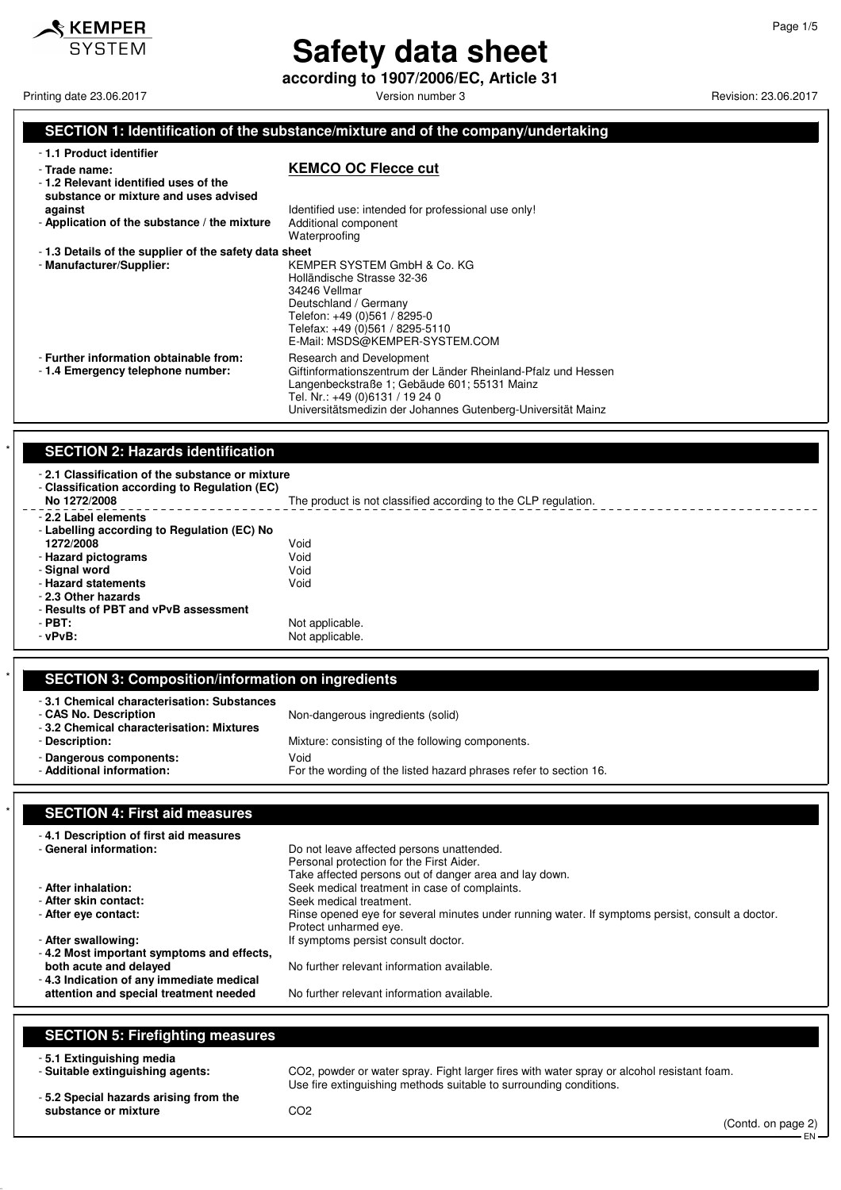# Safety data sheet

**according to 1907/2006/EC, Article 31**

Printing date 23.06.2017 | Version number 3 | Revision: 23.06.2017

## SECTION 1: Identification of the substance/mixture and of the company/undertaking

- **1.1 Product identifier**
- **Trade name:** **KEMCO OC Flecce cut**
- **1.2 Relevant identified uses of the substance or mixture and uses advised against** Identified use: intended for professional use only!
- **Application of the substance / the mixture** Additional component
  Waterproofing
- **1.3 Details of the supplier of the safety data sheet**
- **Manufacturer/Supplier:**
  KEMPER SYSTEM GmbH & Co. KG
  Holländische Strasse 32-36
  34246 Vellmar
  Deutschland / Germany
  Telefon: +49 (0)561 / 8295-0
  Telefax: +49 (0)561 / 8295-5110
  E-Mail: MSDS@KEMPER-SYSTEM.COM
- **Further information obtainable from:** Research and Development
- **1.4 Emergency telephone number:**
  Giftinformationszentrum der Länder Rheinland-Pfalz und Hessen
  Langenbeckstraße 1; Gebäude 601; 55131 Mainz
  Tel. Nr.: +49 (0)6131 / 19 24 0
  Universitätsmedizin der Johannes Gutenberg-Universität Mainz

## SECTION 2: Hazards identification

- **2.1 Classification of the substance or mixture**
- **Classification according to Regulation (EC) No 1272/2008** The product is not classified according to the CLP regulation.
- **2.2 Label elements**
- **Labelling according to Regulation (EC) No 1272/2008** Void
- **Hazard pictograms** Void
- **Signal word** Void
- **Hazard statements** Void
- **2.3 Other hazards**
- **Results of PBT and vPvB assessment**
- **PBT:** Not applicable.
- **vPvB:** Not applicable.

## SECTION 3: Composition/information on ingredients

- **3.1 Chemical characterisation: Substances**
- **CAS No. Description** Non-dangerous ingredients (solid)
- **3.2 Chemical characterisation: Mixtures**
- **Description:** Mixture: consisting of the following components.
- **Dangerous components:** Void
- **Additional information:** For the wording of the listed hazard phrases refer to section 16.

## SECTION 4: First aid measures

- **4.1 Description of first aid measures**
- **General information:**
  Do not leave affected persons unattended.
  Personal protection for the First Aider.
  Take affected persons out of danger area and lay down.
- **After inhalation:** Seek medical treatment in case of complaints.
- **After skin contact:** Seek medical treatment.
- **After eye contact:** Rinse opened eye for several minutes under running water. If symptoms persist, consult a doctor. Protect unharmed eye.
- **After swallowing:** If symptoms persist consult doctor.
- **4.2 Most important symptoms and effects, both acute and delayed** No further relevant information available.
- **4.3 Indication of any immediate medical attention and special treatment needed** No further relevant information available.

## SECTION 5: Firefighting measures

- **5.1 Extinguishing media**
- **Suitable extinguishing agents:** $CO_2$, powder or water spray. Fight larger fires with water spray or alcohol resistant foam. Use fire extinguishing methods suitable to surrounding conditions.
- **5.2 Special hazards arising from the substance or mixture** $CO_2$

(Contd. on page 2)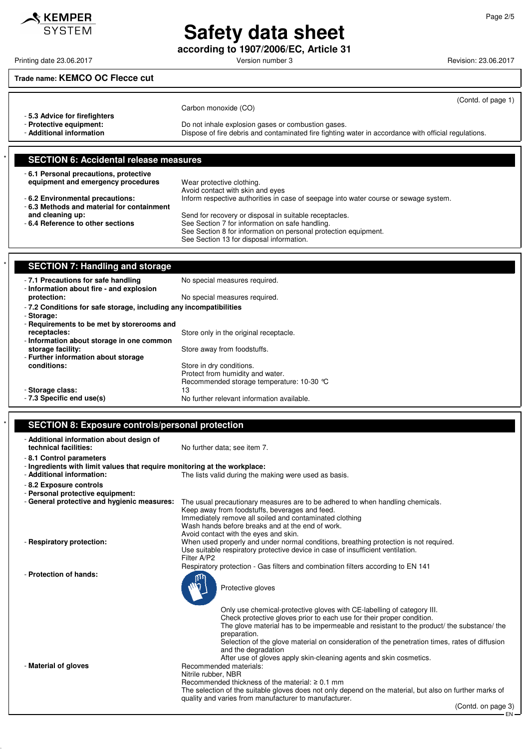Trade name: **KEMCO OC Flecce cut**

(Contd. of page 1)

Carbon monoxide (CO)

- **5.3 Advice for firefighters**
- **Protective equipment:** Do not inhale explosion gases or combustion gases.
- **Additional information** Dispose of fire debris and contaminated fire fighting water in accordance with official regulations.

## SECTION 6: Accidental release measures

- **6.1 Personal precautions, protective equipment and emergency procedures** Wear protective clothing. Avoid contact with skin and eyes
- **6.2 Environmental precautions:** Inform respective authorities in case of seepage into water course or sewage system.
- **6.3 Methods and material for containment and cleaning up:** Send for recovery or disposal in suitable receptacles.
- **6.4 Reference to other sections** See Section 7 for information on safe handling.
  See Section 8 for information on personal protection equipment.
  See Section 13 for disposal information.

## SECTION 7: Handling and storage

- **7.1 Precautions for safe handling** No special measures required.
- **Information about fire - and explosion protection:** No special measures required.
- **7.2 Conditions for safe storage, including any incompatibilities**
- **Storage:**
- **Requirements to be met by storerooms and receptacles:** Store only in the original receptacle.
- **Information about storage in one common storage facility:** Store away from foodstuffs.
- **Further information about storage conditions:** Store in dry conditions.
  Protect from humidity and water.
  Recommended storage temperature: 10-30 °C
- **Storage class:** 13
- **7.3 Specific end use(s)** No further relevant information available.

## SECTION 8: Exposure controls/personal protection

- **Additional information about design of technical facilities:** No further data; see item 7.
- **8.1 Control parameters**
- **Ingredients with limit values that require monitoring at the workplace:**
- **Additional information:** The lists valid during the making were used as basis.
- **8.2 Exposure controls**
- **Personal protective equipment:**
- **General protective and hygienic measures:** The usual precautionary measures are to be adhered to when handling chemicals.
  Keep away from foodstuffs, beverages and feed.
  Immediately remove all soiled and contaminated clothing
  Wash hands before breaks and at the end of work.
  Avoid contact with the eyes and skin.
- **Respiratory protection:** When used properly and under normal conditions, breathing protection is not required.
  Use suitable respiratory protective device in case of insufficient ventilation.
  Filter A/P2
  Respiratory protection - Gas filters and combination filters according to EN 141
- **Protection of hands:**
  Protective gloves
  Only use chemical-protective gloves with CE-labelling of category III.
  Check protective gloves prior to each use for their proper condition.
  The glove material has to be impermeable and resistant to the product/ the substance/ the preparation.
  Selection of the glove material on consideration of the penetration times, rates of diffusion and the degradation
  After use of gloves apply skin-cleaning agents and skin cosmetics.
- **Material of gloves** Recommended materials:
  Nitrile rubber, NBR
  Recommended thickness of the material: ≥ 0.1 mm
  The selection of the suitable gloves does not only depend on the material, but also on further marks of quality and varies from manufacturer to manufacturer.

(Contd. on page 3)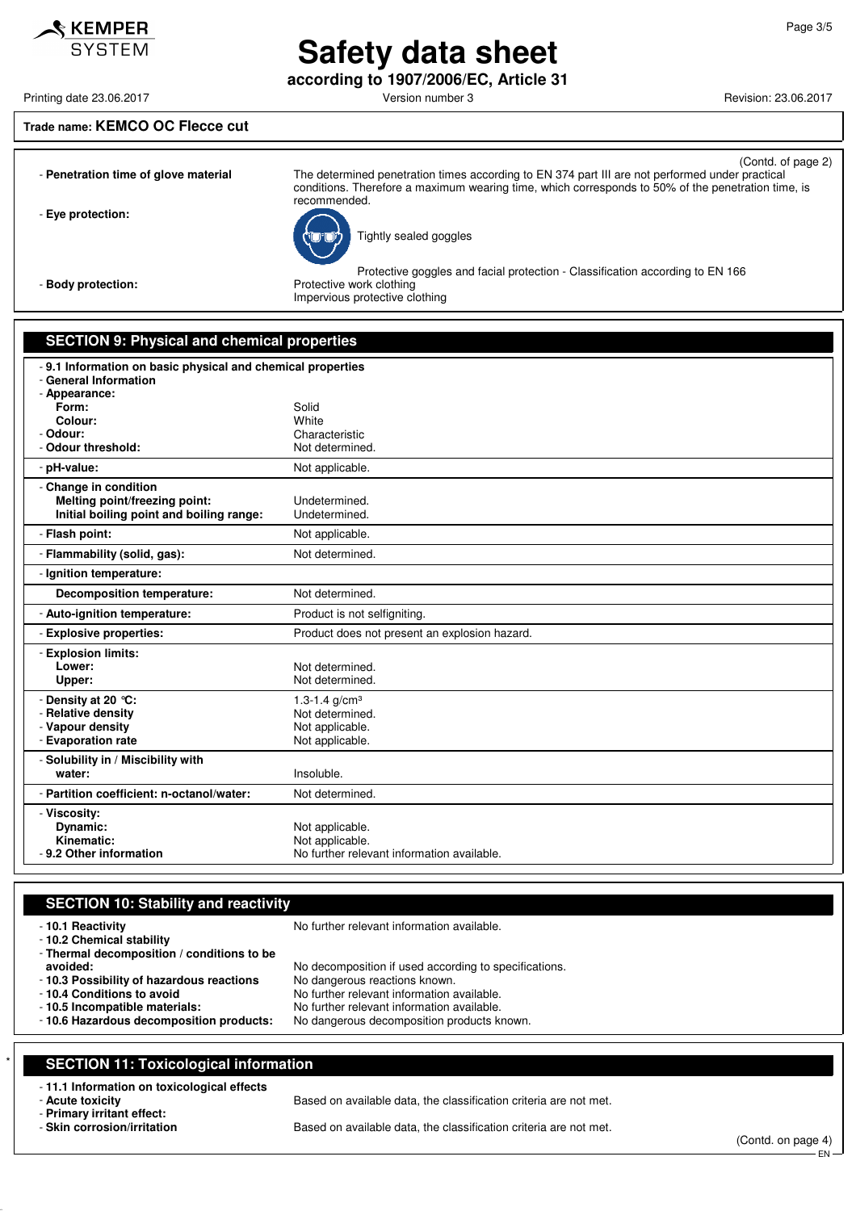**Trade name: KEMCO OC Flecce cut**

(Contd. of page 2)

- **Penetration time of glove material** The determined penetration times according to EN 374 part III are not performed under practical conditions. Therefore a maximum wearing time, which corresponds to 50% of the penetration time, is recommended.
- **Eye protection:** Tightly sealed goggles

  Protective goggles and facial protection - Classification according to EN 166
- **Body protection:** Protective work clothing
  Impervious protective clothing

## SECTION 9: Physical and chemical properties

| | |
|---|---|
| - **9.1 Information on basic physical and chemical properties** | |
| - **General Information** | |
| - **Appearance:** | |
| **Form:** | Solid |
| **Colour:** | White |
| - **Odour:** | Characteristic |
| - **Odour threshold:** | Not determined. |
| - **pH-value:** | Not applicable. |
| - **Change in condition** | |
| **Melting point/freezing point:** | Undetermined. |
| **Initial boiling point and boiling range:** | Undetermined. |
| - **Flash point:** | Not applicable. |
| - **Flammability (solid, gas):** | Not determined. |
| - **Ignition temperature:** | |
| **Decomposition temperature:** | Not determined. |
| - **Auto-ignition temperature:** | Product is not selfigniting. |
| - **Explosive properties:** | Product does not present an explosion hazard. |
| - **Explosion limits:** | |
| **Lower:** | Not determined. |
| **Upper:** | Not determined. |
| - **Density at 20 °C:** | 1.3-1.4 g/cm³ |
| - **Relative density** | Not determined. |
| - **Vapour density** | Not applicable. |
| - **Evaporation rate** | Not applicable. |
| - **Solubility in / Miscibility with** | |
| **water:** | Insoluble. |
| - **Partition coefficient: n-octanol/water:** | Not determined. |
| - **Viscosity:** | |
| **Dynamic:** | Not applicable. |
| **Kinematic:** | Not applicable. |
| - **9.2 Other information** | No further relevant information available. |

## SECTION 10: Stability and reactivity

- **10.1 Reactivity** No further relevant information available.
- **10.2 Chemical stability**
- **Thermal decomposition / conditions to be avoided:** No decomposition if used according to specifications.
- **10.3 Possibility of hazardous reactions** No dangerous reactions known.
- **10.4 Conditions to avoid** No further relevant information available.
- **10.5 Incompatible materials:** No further relevant information available.
- **10.6 Hazardous decomposition products:** No dangerous decomposition products known.

## SECTION 11: Toxicological information

- **11.1 Information on toxicological effects**
- **Acute toxicity** Based on available data, the classification criteria are not met.
- **Primary irritant effect:**
- **Skin corrosion/irritation** Based on available data, the classification criteria are not met.

(Contd. on page 4)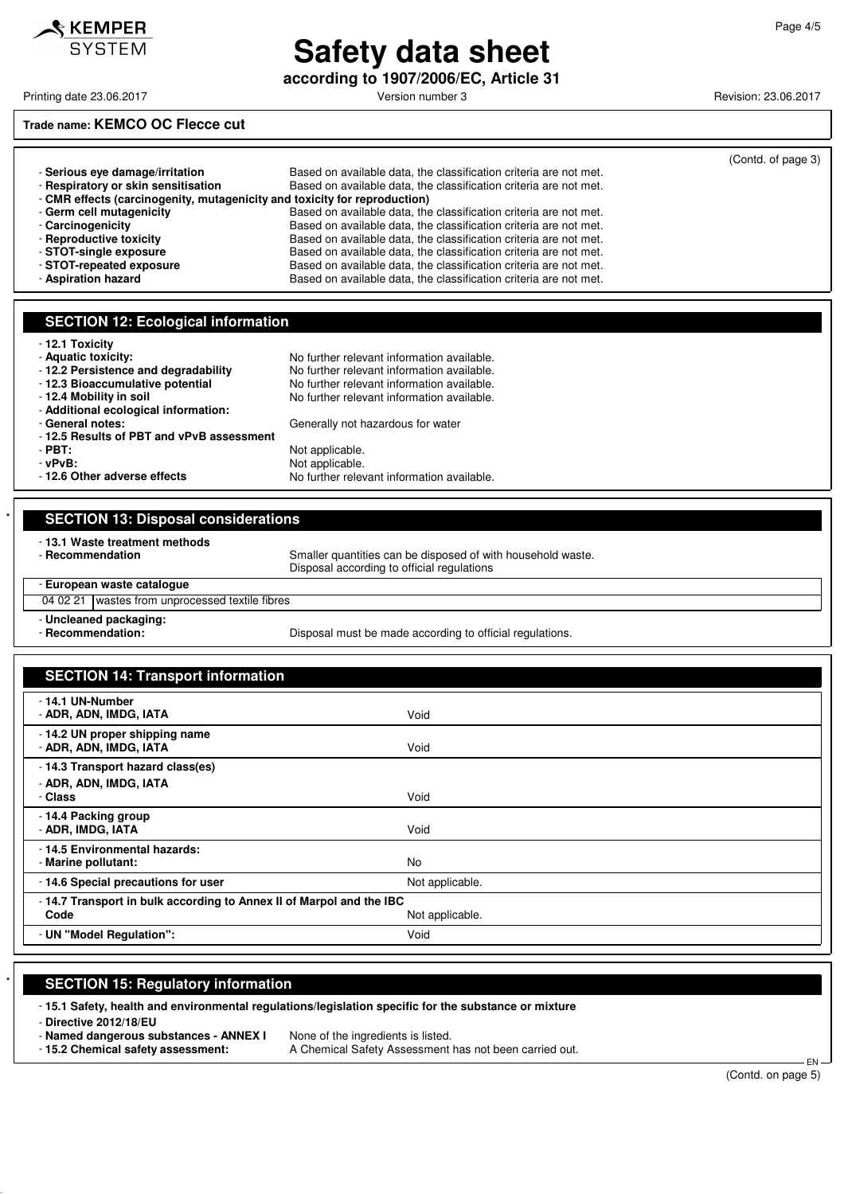**Trade name: KEMCO OC Flecce cut**

(Contd. of page 3)

- **Serious eye damage/irritation** Based on available data, the classification criteria are not met.
- **Respiratory or skin sensitisation** Based on available data, the classification criteria are not met.
- **CMR effects (carcinogenity, mutagenicity and toxicity for reproduction)**
- **Germ cell mutagenicity** Based on available data, the classification criteria are not met.
- **Carcinogenicity** Based on available data, the classification criteria are not met.
- **Reproductive toxicity** Based on available data, the classification criteria are not met.
- **STOT-single exposure** Based on available data, the classification criteria are not met.
- **STOT-repeated exposure** Based on available data, the classification criteria are not met.
- **Aspiration hazard** Based on available data, the classification criteria are not met.

## SECTION 12: Ecological information

- **12.1 Toxicity**
- **Aquatic toxicity:** No further relevant information available.
- **12.2 Persistence and degradability** No further relevant information available.
- **12.3 Bioaccumulative potential** No further relevant information available.
- **12.4 Mobility in soil** No further relevant information available.
- **Additional ecological information:**
- **General notes:** Generally not hazardous for water
- **12.5 Results of PBT and vPvB assessment**
- **PBT:** Not applicable.
- **vPvB:** Not applicable.
- **12.6 Other adverse effects** No further relevant information available.

## SECTION 13: Disposal considerations

- **13.1 Waste treatment methods**
- **Recommendation** Smaller quantities can be disposed of with household waste. Disposal according to official regulations

- **European waste catalogue**

| 04 02 21 | wastes from unprocessed textile fibres |
|---|---|

- **Uncleaned packaging:**
- **Recommendation:** Disposal must be made according to official regulations.

## SECTION 14: Transport information

| | |
|---|---|
| **- 14.1 UN-Number**<br>**- ADR, ADN, IMDG, IATA** | Void |
| **- 14.2 UN proper shipping name**<br>**- ADR, ADN, IMDG, IATA** | Void |
| **- 14.3 Transport hazard class(es)**<br>**- ADR, ADN, IMDG, IATA**<br>**- Class** | Void |
| **- 14.4 Packing group**<br>**- ADR, IMDG, IATA** | Void |
| **- 14.5 Environmental hazards:**<br>**- Marine pollutant:** | No |
| **- 14.6 Special precautions for user** | Not applicable. |
| **- 14.7 Transport in bulk according to Annex II of Marpol and the IBC Code** | Not applicable. |
| **- UN "Model Regulation":** | Void |

## SECTION 15: Regulatory information

- **15.1 Safety, health and environmental regulations/legislation specific for the substance or mixture**
- **Directive 2012/18/EU**
- **Named dangerous substances - ANNEX I** None of the ingredients is listed.
- **15.2 Chemical safety assessment:** A Chemical Safety Assessment has not been carried out.

(Contd. on page 5)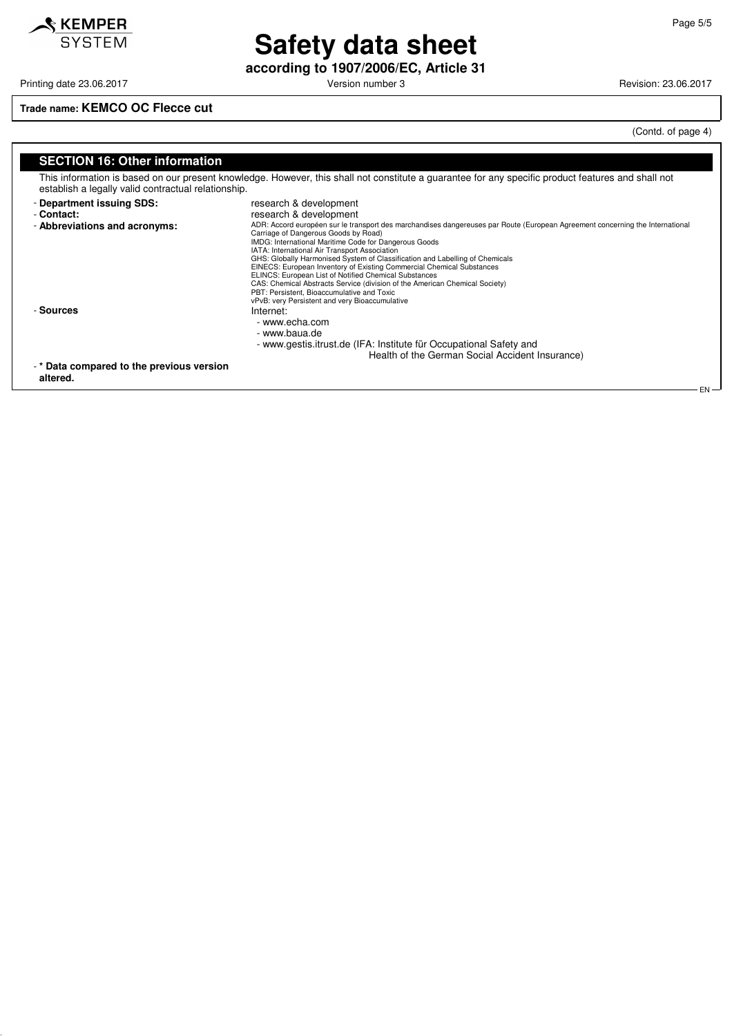**Trade name: KEMCO OC Flecce cut**

(Contd. of page 4)

## SECTION 16: Other information

This information is based on our present knowledge. However, this shall not constitute a guarantee for any specific product features and shall not establish a legally valid contractual relationship.

- **Department issuing SDS:** research & development
- **Contact:** research & development
- **Abbreviations and acronyms:**
  ADR: Accord européen sur le transport des marchandises dangereuses par Route (European Agreement concerning the International Carriage of Dangerous Goods by Road)
  IMDG: International Maritime Code for Dangerous Goods
  IATA: International Air Transport Association
  GHS: Globally Harmonised System of Classification and Labelling of Chemicals
  EINECS: European Inventory of Existing Commercial Chemical Substances
  ELINCS: European List of Notified Chemical Substances
  CAS: Chemical Abstracts Service (division of the American Chemical Society)
  PBT: Persistent, Bioaccumulative and Toxic
  vPvB: very Persistent and very Bioaccumulative
- **Sources**
  Internet:
  - www.echa.com
  - www.baua.de
  - www.gestis.itrust.de (IFA: Institute für Occupational Safety and Health of the German Social Accident Insurance)
- *** Data compared to the previous version altered.**

EN